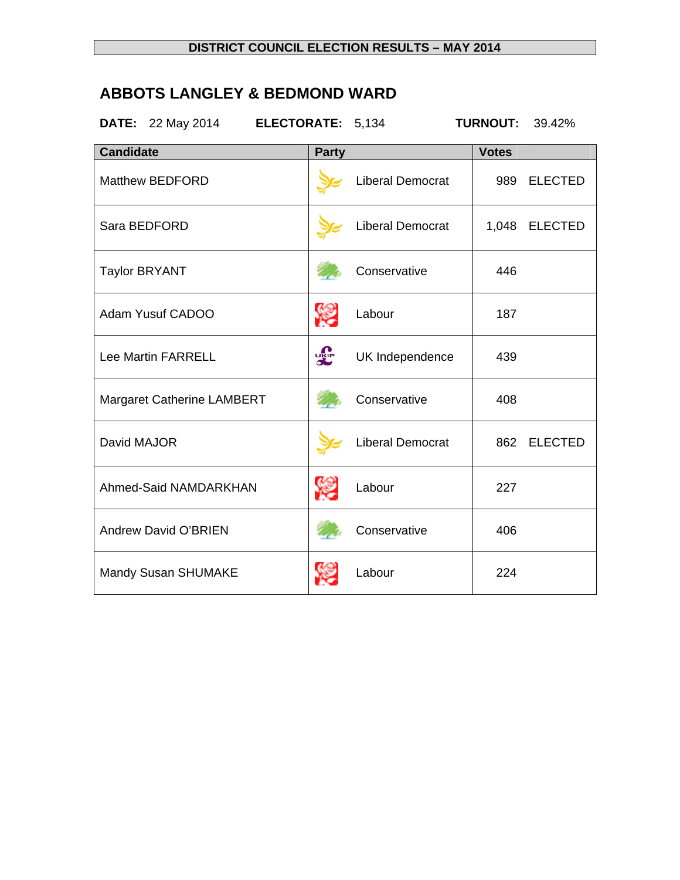**DISTRICT COUNCIL ELECTION RESULTS – MAY 2014**

## ABBOTS LANGLEY & BEDMOND WARD

**DATE:** 22 May 2014 **ELECTORATE:** 5,134 **TURNOUT:** 39.42%

| Candidate | Party | Votes | |
|---|---|---|---|
| Matthew BEDFORD | Liberal Democrat | 989 | ELECTED |
| Sara BEDFORD | Liberal Democrat | 1,048 | ELECTED |
| Taylor BRYANT | Conservative | 446 | |
| Adam Yusuf CADOO | Labour | 187 | |
| Lee Martin FARRELL | UK Independence | 439 | |
| Margaret Catherine LAMBERT | Conservative | 408 | |
| David MAJOR | Liberal Democrat | 862 | ELECTED |
| Ahmed-Said NAMDARKHAN | Labour | 227 | |
| Andrew David O'BRIEN | Conservative | 406 | |
| Mandy Susan SHUMAKE | Labour | 224 | |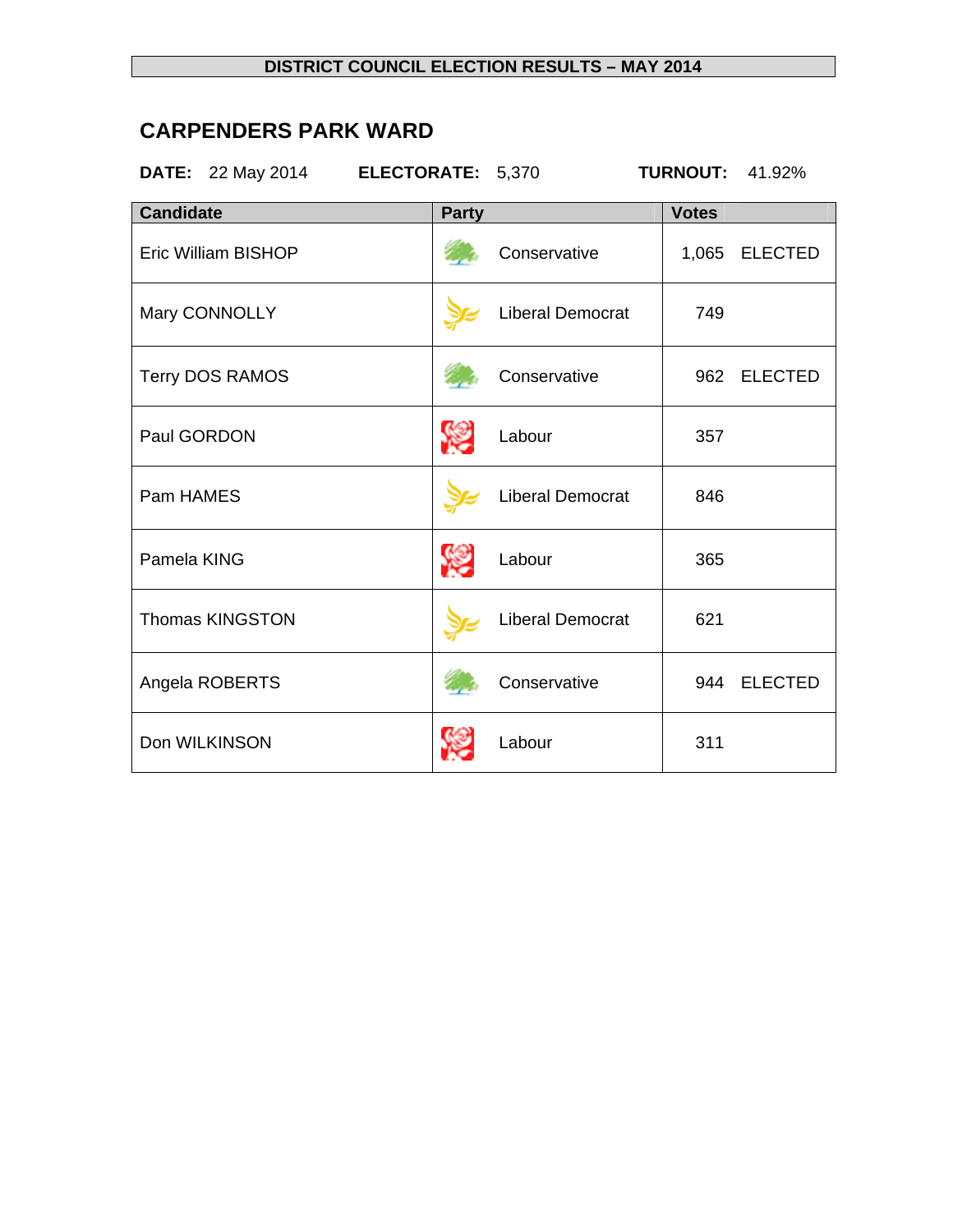**DISTRICT COUNCIL ELECTION RESULTS – MAY 2014**

## CARPENDERS PARK WARD

**DATE:** 22 May 2014 **ELECTORATE:** 5,370 **TURNOUT:** 41.92%

| Candidate | Party | Votes | |
|---|---|---|---|
| Eric William BISHOP | Conservative | 1,065 | ELECTED |
| Mary CONNOLLY | Liberal Democrat | 749 | |
| Terry DOS RAMOS | Conservative | 962 | ELECTED |
| Paul GORDON | Labour | 357 | |
| Pam HAMES | Liberal Democrat | 846 | |
| Pamela KING | Labour | 365 | |
| Thomas KINGSTON | Liberal Democrat | 621 | |
| Angela ROBERTS | Conservative | 944 | ELECTED |
| Don WILKINSON | Labour | 311 | |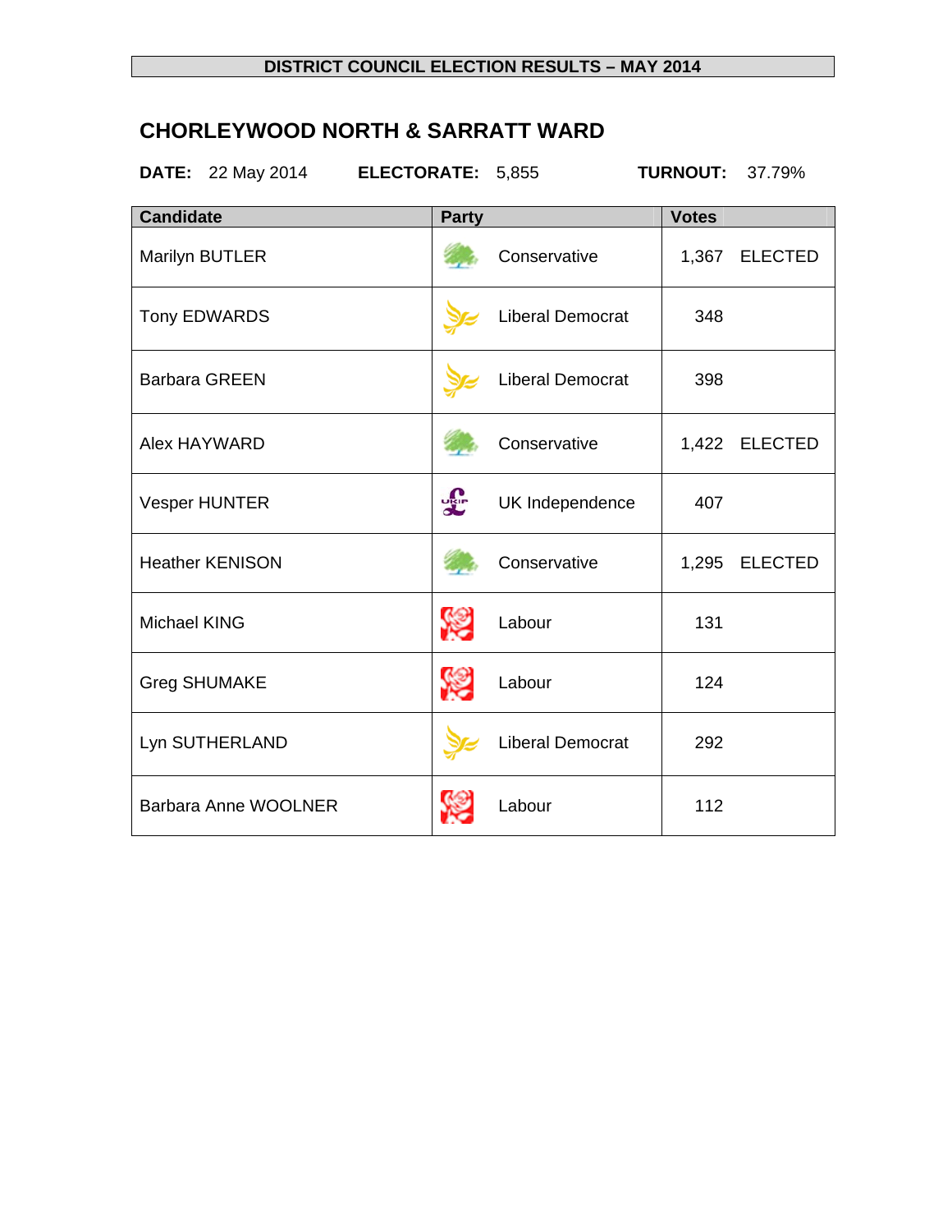**DISTRICT COUNCIL ELECTION RESULTS – MAY 2014**

## CHORLEYWOOD NORTH & SARRATT WARD

**DATE:** 22 May 2014 **ELECTORATE:** 5,855 **TURNOUT:** 37.79%

| Candidate | Party | Votes | |
|---|---|---|---|
| Marilyn BUTLER | Conservative | 1,367 | ELECTED |
| Tony EDWARDS | Liberal Democrat | 348 | |
| Barbara GREEN | Liberal Democrat | 398 | |
| Alex HAYWARD | Conservative | 1,422 | ELECTED |
| Vesper HUNTER | UK Independence | 407 | |
| Heather KENISON | Conservative | 1,295 | ELECTED |
| Michael KING | Labour | 131 | |
| Greg SHUMAKE | Labour | 124 | |
| Lyn SUTHERLAND | Liberal Democrat | 292 | |
| Barbara Anne WOOLNER | Labour | 112 | |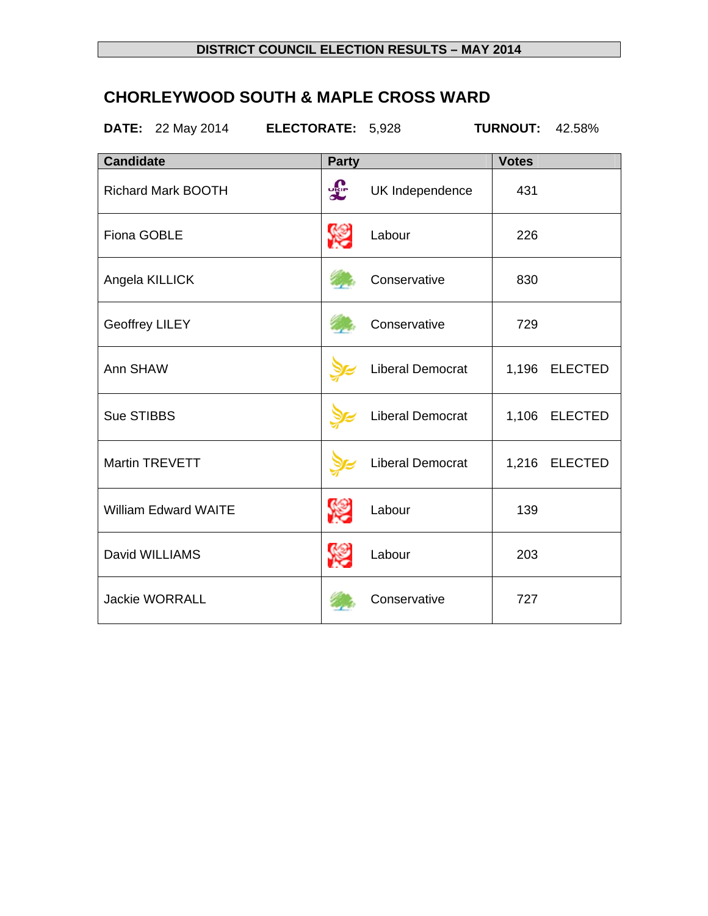**DISTRICT COUNCIL ELECTION RESULTS – MAY 2014**

## CHORLEYWOOD SOUTH & MAPLE CROSS WARD

**DATE:** 22 May 2014 **ELECTORATE:** 5,928 **TURNOUT:** 42.58%

| Candidate | Party | Votes | |
|---|---|---|---|
| Richard Mark BOOTH | UK Independence | 431 | |
| Fiona GOBLE | Labour | 226 | |
| Angela KILLICK | Conservative | 830 | |
| Geoffrey LILEY | Conservative | 729 | |
| Ann SHAW | Liberal Democrat | 1,196 | ELECTED |
| Sue STIBBS | Liberal Democrat | 1,106 | ELECTED |
| Martin TREVETT | Liberal Democrat | 1,216 | ELECTED |
| William Edward WAITE | Labour | 139 | |
| David WILLIAMS | Labour | 203 | |
| Jackie WORRALL | Conservative | 727 | |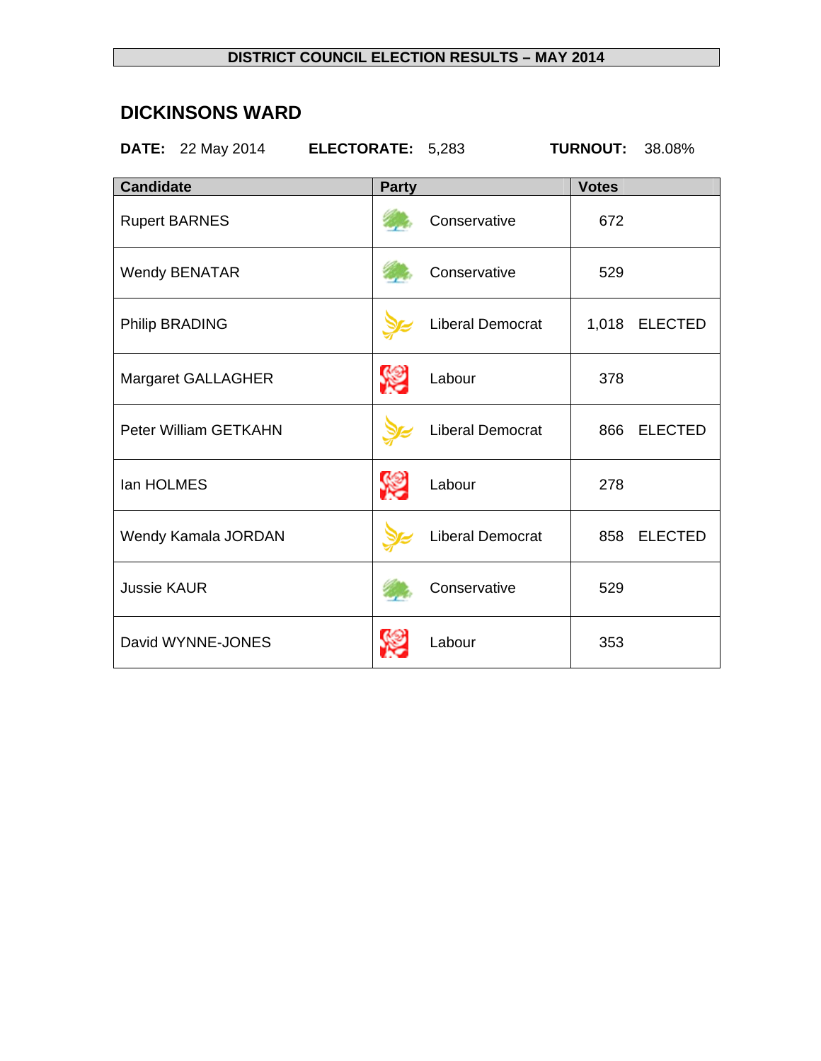**DISTRICT COUNCIL ELECTION RESULTS – MAY 2014**

## DICKINSONS WARD

**DATE:** 22 May 2014 **ELECTORATE:** 5,283 **TURNOUT:** 38.08%

| Candidate | Party | Votes | |
|---|---|---|---|
| Rupert BARNES | Conservative | 672 | |
| Wendy BENATAR | Conservative | 529 | |
| Philip BRADING | Liberal Democrat | 1,018 | ELECTED |
| Margaret GALLAGHER | Labour | 378 | |
| Peter William GETKAHN | Liberal Democrat | 866 | ELECTED |
| Ian HOLMES | Labour | 278 | |
| Wendy Kamala JORDAN | Liberal Democrat | 858 | ELECTED |
| Jussie KAUR | Conservative | 529 | |
| David WYNNE-JONES | Labour | 353 | |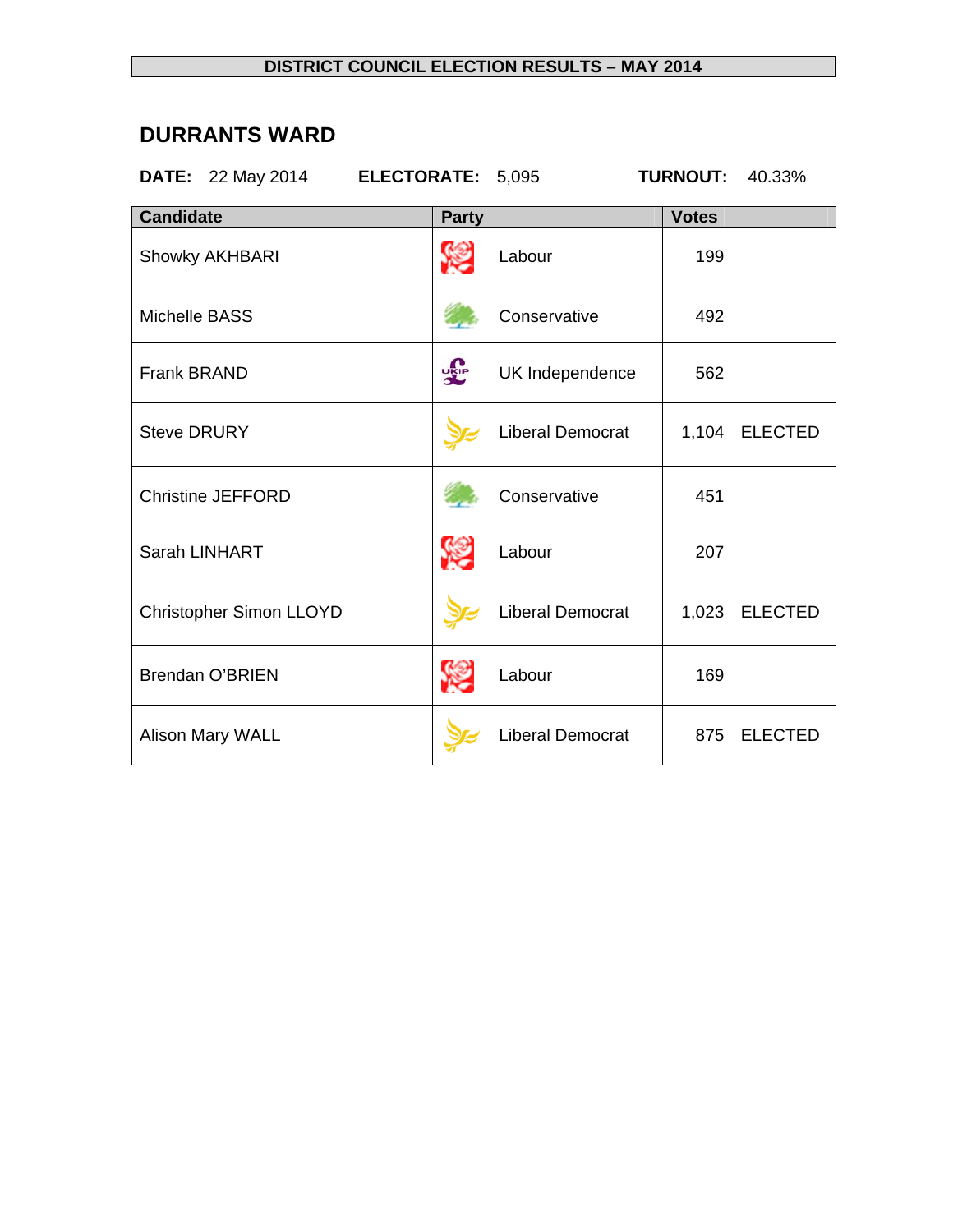**DISTRICT COUNCIL ELECTION RESULTS – MAY 2014**

## DURRANTS WARD

**DATE:** 22 May 2014 **ELECTORATE:** 5,095 **TURNOUT:** 40.33%

| Candidate | Party | Votes | |
|---|---|---|---|
| Showky AKHBARI | Labour | 199 | |
| Michelle BASS | Conservative | 492 | |
| Frank BRAND | UK Independence | 562 | |
| Steve DRURY | Liberal Democrat | 1,104 | ELECTED |
| Christine JEFFORD | Conservative | 451 | |
| Sarah LINHART | Labour | 207 | |
| Christopher Simon LLOYD | Liberal Democrat | 1,023 | ELECTED |
| Brendan O'BRIEN | Labour | 169 | |
| Alison Mary WALL | Liberal Democrat | 875 | ELECTED |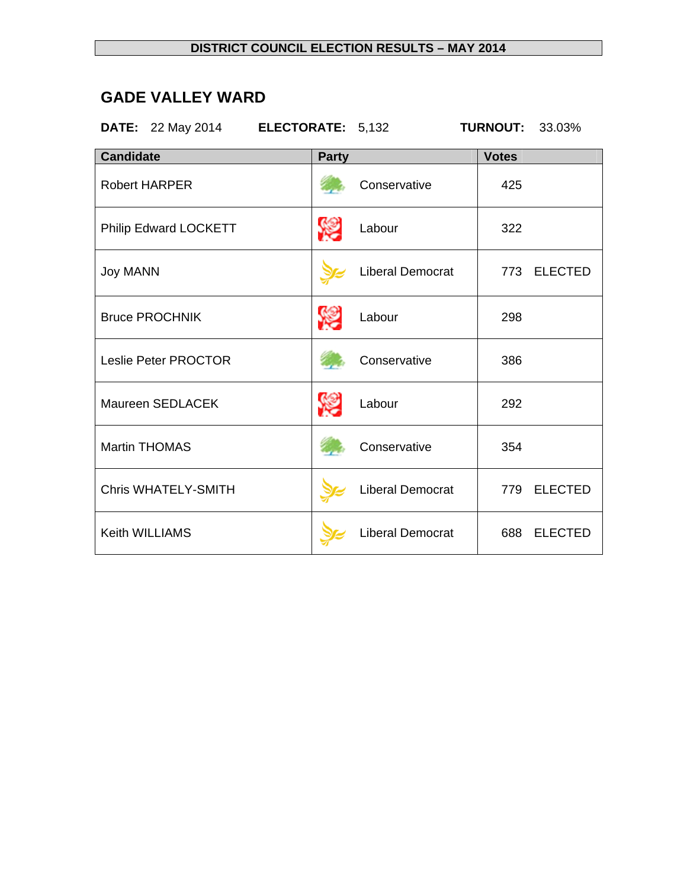**DISTRICT COUNCIL ELECTION RESULTS – MAY 2014**

## GADE VALLEY WARD

**DATE:** 22 May 2014 **ELECTORATE:** 5,132 **TURNOUT:** 33.03%

| Candidate | Party | Votes | |
|---|---|---|---|
| Robert HARPER | Conservative | 425 | |
| Philip Edward LOCKETT | Labour | 322 | |
| Joy MANN | Liberal Democrat | 773 | ELECTED |
| Bruce PROCHNIK | Labour | 298 | |
| Leslie Peter PROCTOR | Conservative | 386 | |
| Maureen SEDLACEK | Labour | 292 | |
| Martin THOMAS | Conservative | 354 | |
| Chris WHATELY-SMITH | Liberal Democrat | 779 | ELECTED |
| Keith WILLIAMS | Liberal Democrat | 688 | ELECTED |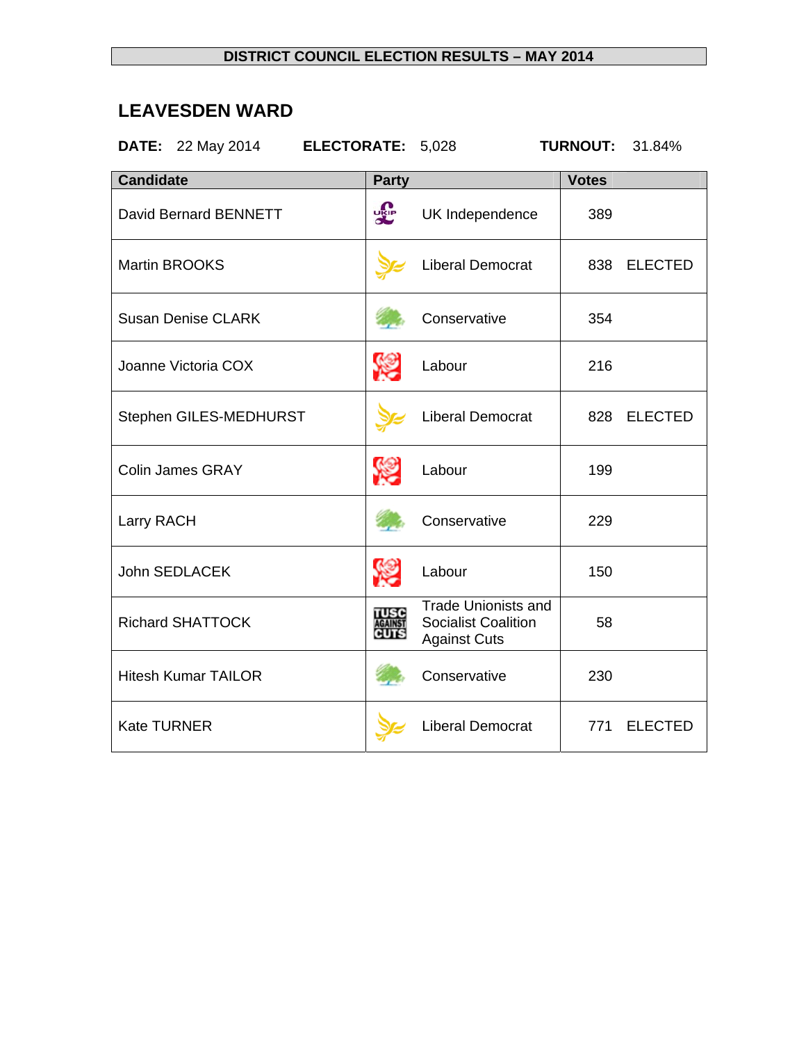**DISTRICT COUNCIL ELECTION RESULTS – MAY 2014**

## LEAVESDEN WARD

**DATE:** 22 May 2014 **ELECTORATE:** 5,028 **TURNOUT:** 31.84%

| Candidate | Party | Votes |
|---|---|---|
| David Bernard BENNETT | UK Independence | 389 |
| Martin BROOKS | Liberal Democrat | 838 ELECTED |
| Susan Denise CLARK | Conservative | 354 |
| Joanne Victoria COX | Labour | 216 |
| Stephen GILES-MEDHURST | Liberal Democrat | 828 ELECTED |
| Colin James GRAY | Labour | 199 |
| Larry RACH | Conservative | 229 |
| John SEDLACEK | Labour | 150 |
| Richard SHATTOCK | Trade Unionists and Socialist Coalition Against Cuts | 58 |
| Hitesh Kumar TAILOR | Conservative | 230 |
| Kate TURNER | Liberal Democrat | 771 ELECTED |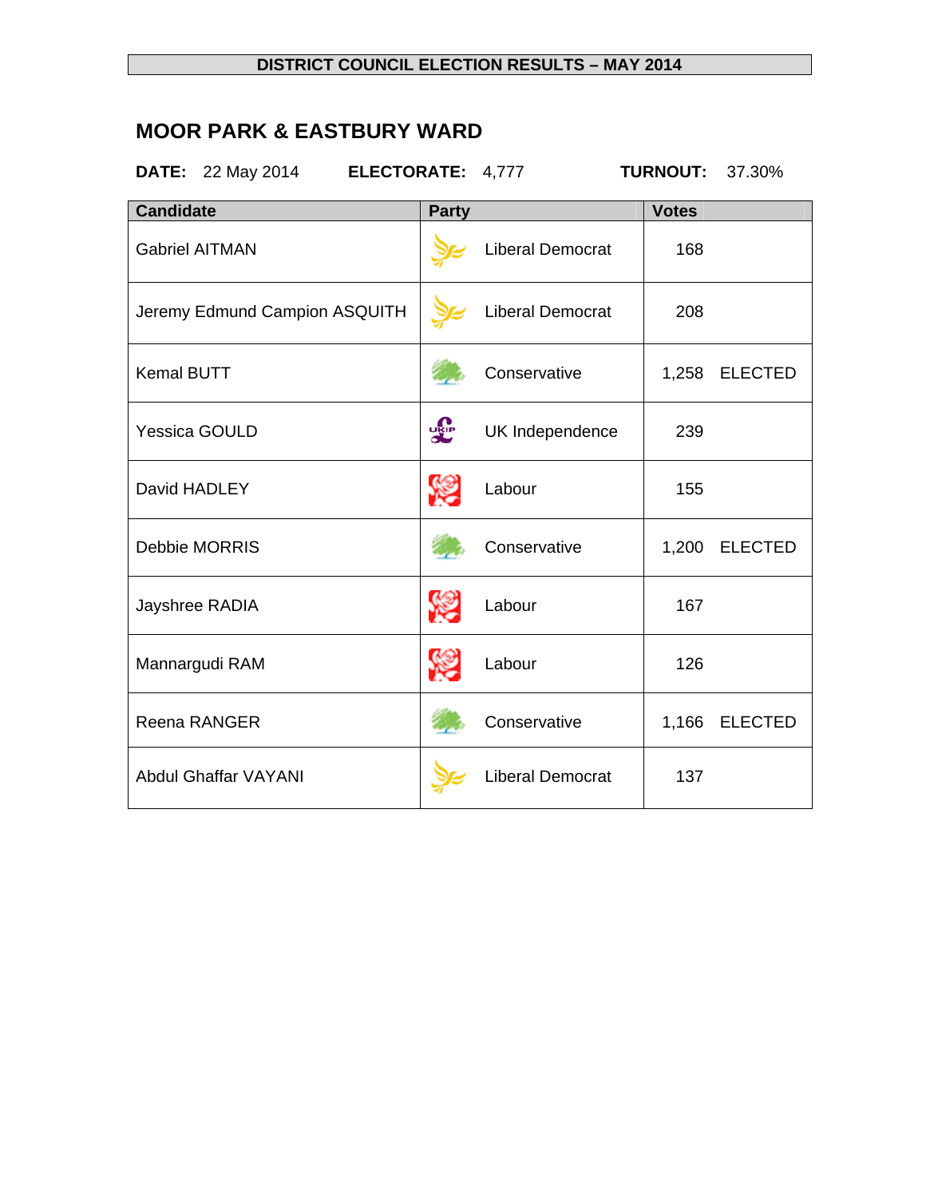DISTRICT COUNCIL ELECTION RESULTS – MAY 2014

## MOOR PARK & EASTBURY WARD

**DATE:** 22 May 2014 **ELECTORATE:** 4,777 **TURNOUT:** 37.30%

| Candidate | Party | Votes | |
|---|---|---|---|
| Gabriel AITMAN | Liberal Democrat | 168 | |
| Jeremy Edmund Campion ASQUITH | Liberal Democrat | 208 | |
| Kemal BUTT | Conservative | 1,258 | ELECTED |
| Yessica GOULD | UK Independence | 239 | |
| David HADLEY | Labour | 155 | |
| Debbie MORRIS | Conservative | 1,200 | ELECTED |
| Jayshree RADIA | Labour | 167 | |
| Mannargudi RAM | Labour | 126 | |
| Reena RANGER | Conservative | 1,166 | ELECTED |
| Abdul Ghaffar VAYANI | Liberal Democrat | 137 | |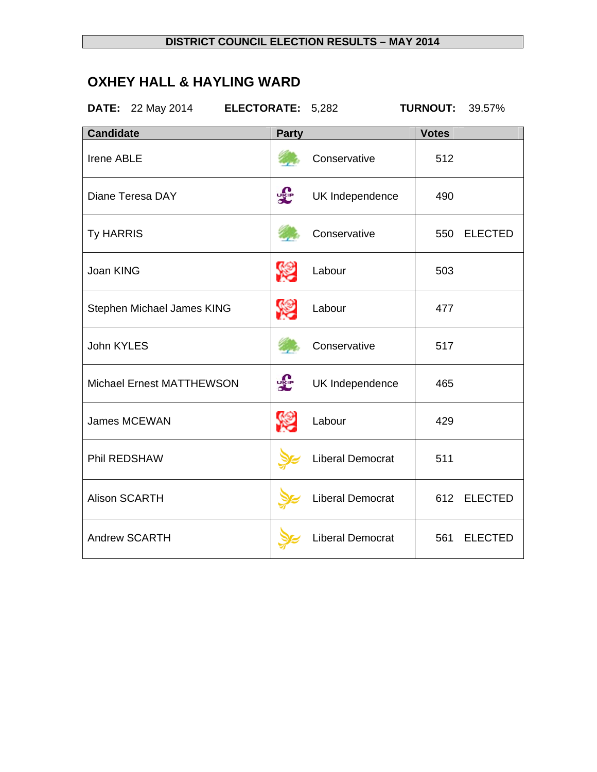**DISTRICT COUNCIL ELECTION RESULTS – MAY 2014**

## OXHEY HALL & HAYLING WARD

**DATE:** 22 May 2014 **ELECTORATE:** 5,282 **TURNOUT:** 39.57%

| Candidate | Party | Votes | |
|---|---|---|---|
| Irene ABLE | Conservative | 512 | |
| Diane Teresa DAY | UK Independence | 490 | |
| Ty HARRIS | Conservative | 550 | ELECTED |
| Joan KING | Labour | 503 | |
| Stephen Michael James KING | Labour | 477 | |
| John KYLES | Conservative | 517 | |
| Michael Ernest MATTHEWSON | UK Independence | 465 | |
| James MCEWAN | Labour | 429 | |
| Phil REDSHAW | Liberal Democrat | 511 | |
| Alison SCARTH | Liberal Democrat | 612 | ELECTED |
| Andrew SCARTH | Liberal Democrat | 561 | ELECTED |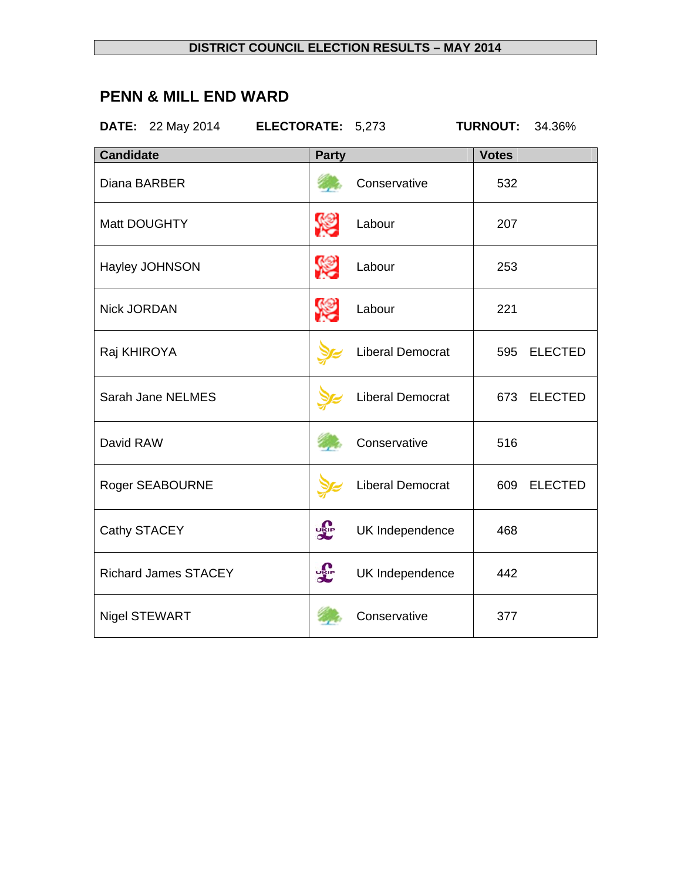**DISTRICT COUNCIL ELECTION RESULTS – MAY 2014**

## PENN & MILL END WARD

**DATE:** 22 May 2014 **ELECTORATE:** 5,273 **TURNOUT:** 34.36%

| Candidate | Party | Votes | |
|---|---|---|---|
| Diana BARBER | Conservative | 532 | |
| Matt DOUGHTY | Labour | 207 | |
| Hayley JOHNSON | Labour | 253 | |
| Nick JORDAN | Labour | 221 | |
| Raj KHIROYA | Liberal Democrat | 595 | ELECTED |
| Sarah Jane NELMES | Liberal Democrat | 673 | ELECTED |
| David RAW | Conservative | 516 | |
| Roger SEABOURNE | Liberal Democrat | 609 | ELECTED |
| Cathy STACEY | UK Independence | 468 | |
| Richard James STACEY | UK Independence | 442 | |
| Nigel STEWART | Conservative | 377 | |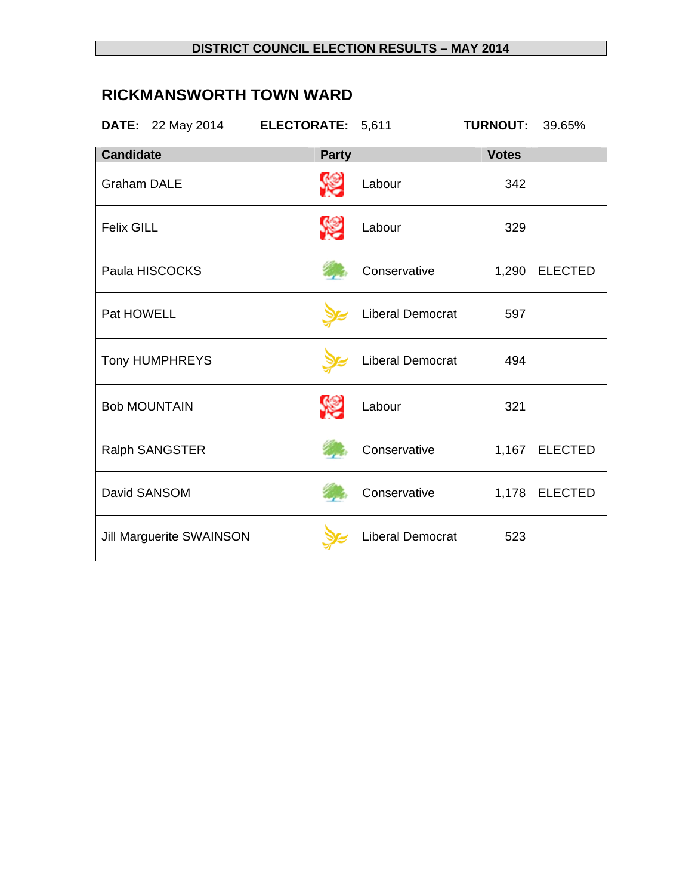**DISTRICT COUNCIL ELECTION RESULTS – MAY 2014**

## RICKMANSWORTH TOWN WARD

**DATE:** 22 May 2014 **ELECTORATE:** 5,611 **TURNOUT:** 39.65%

| Candidate | Party | Votes | |
|---|---|---|---|
| Graham DALE | Labour | 342 | |
| Felix GILL | Labour | 329 | |
| Paula HISCOCKS | Conservative | 1,290 | ELECTED |
| Pat HOWELL | Liberal Democrat | 597 | |
| Tony HUMPHREYS | Liberal Democrat | 494 | |
| Bob MOUNTAIN | Labour | 321 | |
| Ralph SANGSTER | Conservative | 1,167 | ELECTED |
| David SANSOM | Conservative | 1,178 | ELECTED |
| Jill Marguerite SWAINSON | Liberal Democrat | 523 | |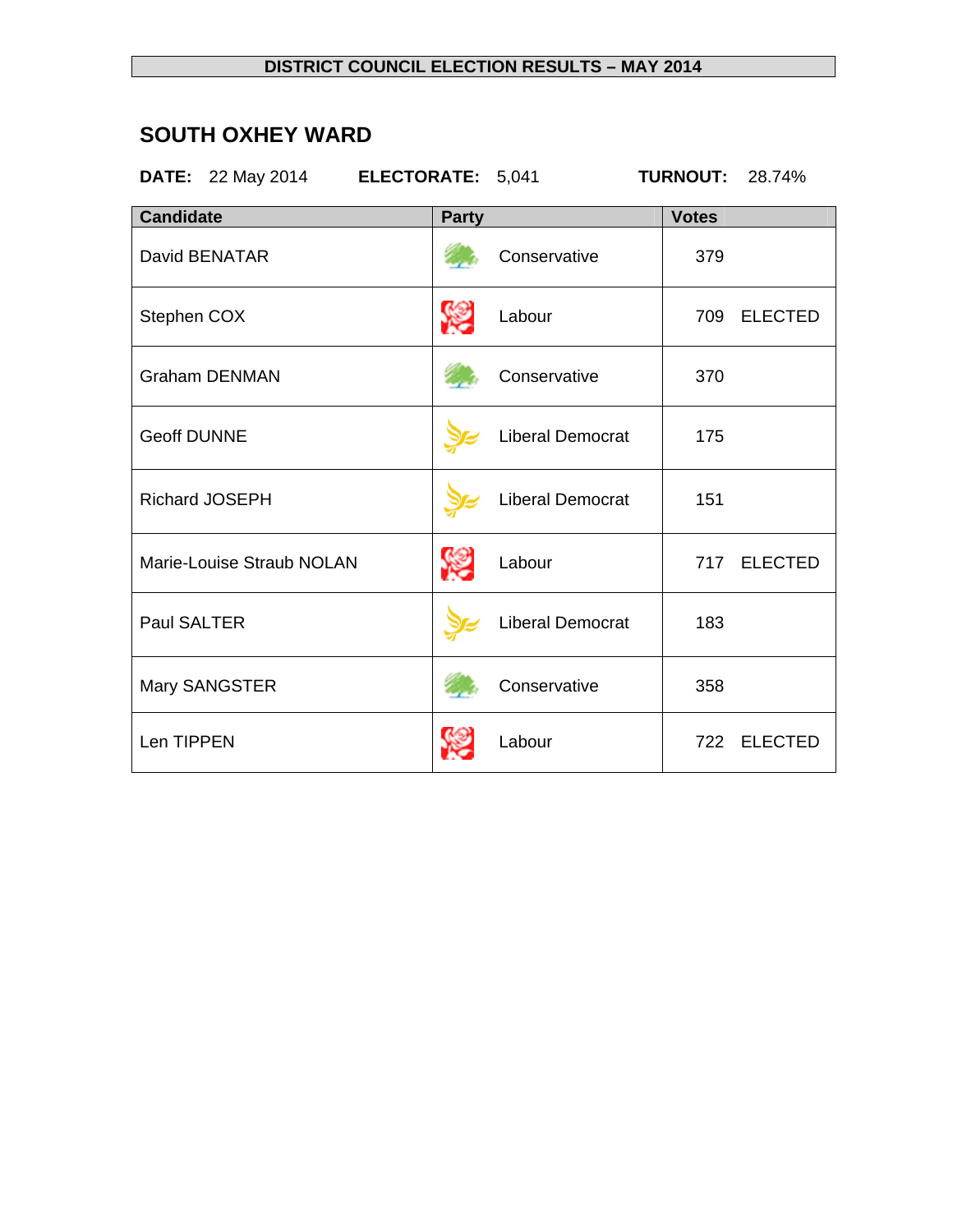**DISTRICT COUNCIL ELECTION RESULTS – MAY 2014**

## SOUTH OXHEY WARD

**DATE:** 22 May 2014 **ELECTORATE:** 5,041 **TURNOUT:** 28.74%

| Candidate | Party | Votes | |
|---|---|---|---|
| David BENATAR | Conservative | 379 | |
| Stephen COX | Labour | 709 | ELECTED |
| Graham DENMAN | Conservative | 370 | |
| Geoff DUNNE | Liberal Democrat | 175 | |
| Richard JOSEPH | Liberal Democrat | 151 | |
| Marie-Louise Straub NOLAN | Labour | 717 | ELECTED |
| Paul SALTER | Liberal Democrat | 183 | |
| Mary SANGSTER | Conservative | 358 | |
| Len TIPPEN | Labour | 722 | ELECTED |